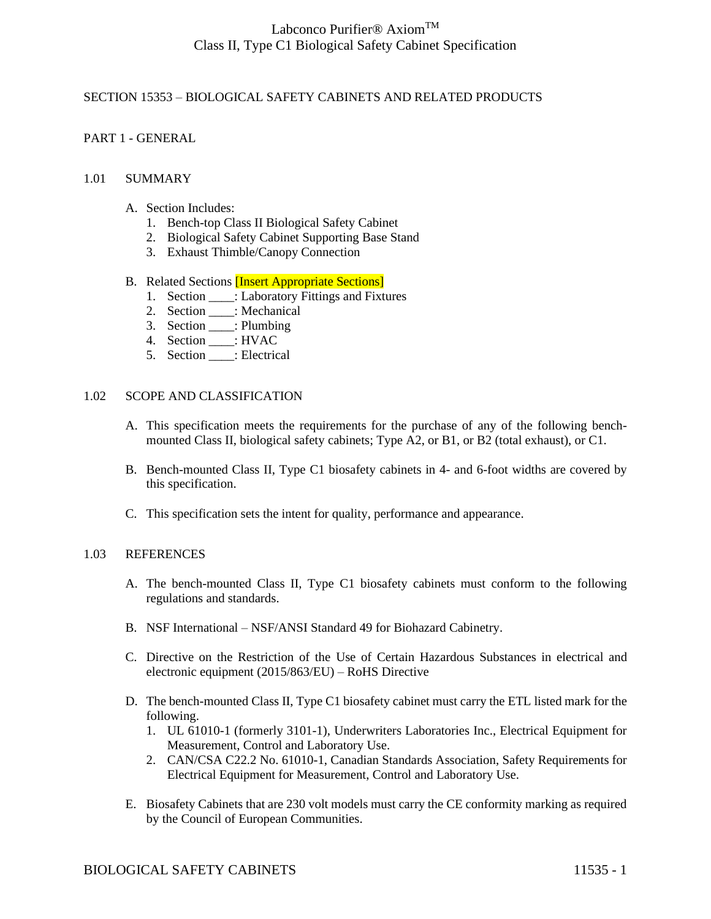# Labconco Purifier® Axiom™
# Class II, Type C1 Biological Safety Cabinet Specification

## SECTION 15353 – BIOLOGICAL SAFETY CABINETS AND RELATED PRODUCTS

## PART 1 - GENERAL

### 1.01 SUMMARY

A. Section Includes:
   1. Bench-top Class II Biological Safety Cabinet
   2. Biological Safety Cabinet Supporting Base Stand
   3. Exhaust Thimble/Canopy Connection

B. Related Sections [Insert Appropriate Sections]
   1. Section ____: Laboratory Fittings and Fixtures
   2. Section ____: Mechanical
   3. Section ____: Plumbing
   4. Section ____: HVAC
   5. Section ____: Electrical

### 1.02 SCOPE AND CLASSIFICATION

A. This specification meets the requirements for the purchase of any of the following bench-mounted Class II, biological safety cabinets; Type A2, or B1, or B2 (total exhaust), or C1.

B. Bench-mounted Class II, Type C1 biosafety cabinets in 4- and 6-foot widths are covered by this specification.

C. This specification sets the intent for quality, performance and appearance.

### 1.03 REFERENCES

A. The bench-mounted Class II, Type C1 biosafety cabinets must conform to the following regulations and standards.

B. NSF International – NSF/ANSI Standard 49 for Biohazard Cabinetry.

C. Directive on the Restriction of the Use of Certain Hazardous Substances in electrical and electronic equipment (2015/863/EU) – RoHS Directive

D. The bench-mounted Class II, Type C1 biosafety cabinet must carry the ETL listed mark for the following.
   1. UL 61010-1 (formerly 3101-1), Underwriters Laboratories Inc., Electrical Equipment for Measurement, Control and Laboratory Use.
   2. CAN/CSA C22.2 No. 61010-1, Canadian Standards Association, Safety Requirements for Electrical Equipment for Measurement, Control and Laboratory Use.

E. Biosafety Cabinets that are 230 volt models must carry the CE conformity marking as required by the Council of European Communities.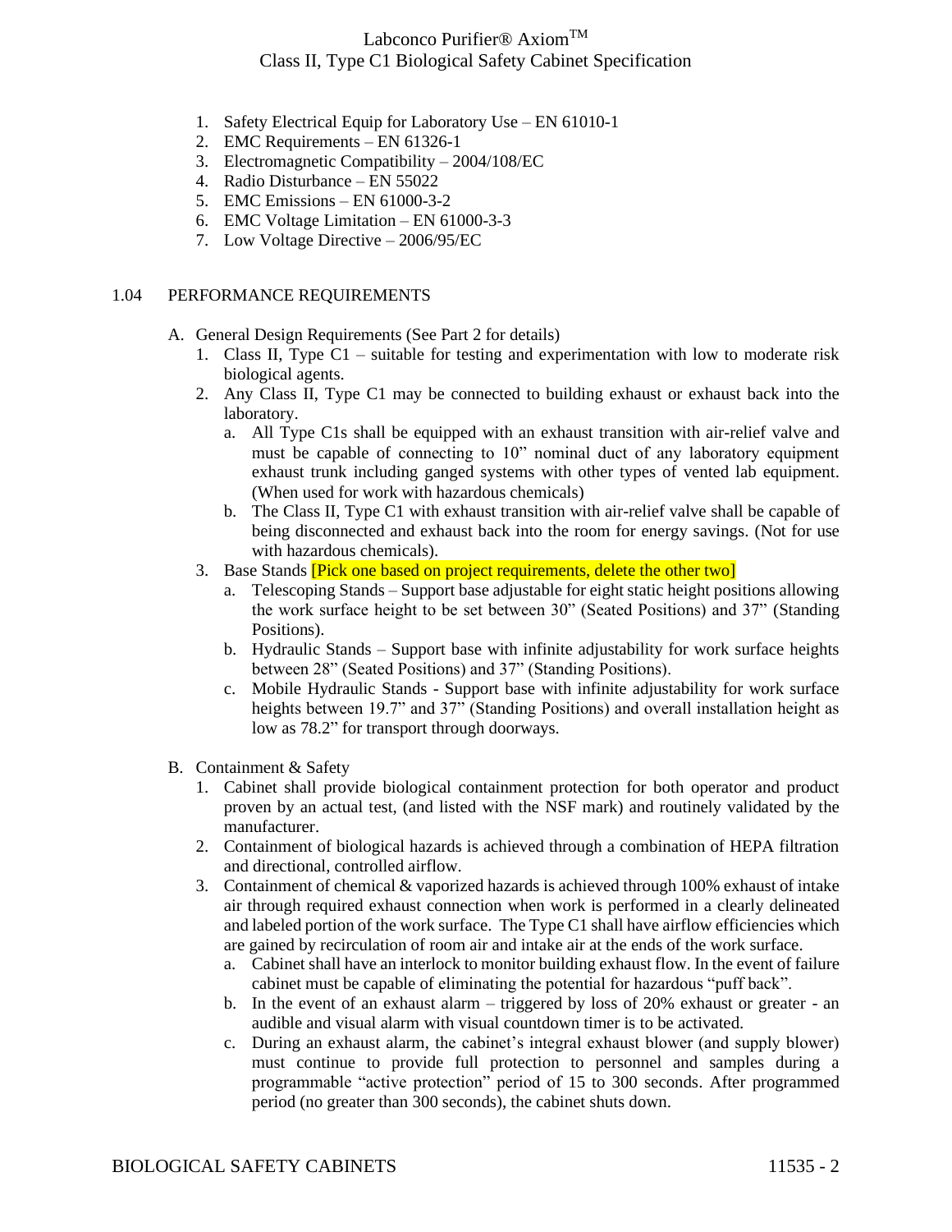1. Safety Electrical Equip for Laboratory Use – EN 61010-1
2. EMC Requirements – EN 61326-1
3. Electromagnetic Compatibility – 2004/108/EC
4. Radio Disturbance – EN 55022
5. EMC Emissions – EN 61000-3-2
6. EMC Voltage Limitation – EN 61000-3-3
7. Low Voltage Directive – 2006/95/EC

## 1.04 PERFORMANCE REQUIREMENTS

A. General Design Requirements (See Part 2 for details)
   1. Class II, Type C1 – suitable for testing and experimentation with low to moderate risk biological agents.
   2. Any Class II, Type C1 may be connected to building exhaust or exhaust back into the laboratory.
      a. All Type C1s shall be equipped with an exhaust transition with air-relief valve and must be capable of connecting to 10" nominal duct of any laboratory equipment exhaust trunk including ganged systems with other types of vented lab equipment. (When used for work with hazardous chemicals)
      b. The Class II, Type C1 with exhaust transition with air-relief valve shall be capable of being disconnected and exhaust back into the room for energy savings. (Not for use with hazardous chemicals).
   3. Base Stands [Pick one based on project requirements, delete the other two]
      a. Telescoping Stands – Support base adjustable for eight static height positions allowing the work surface height to be set between 30" (Seated Positions) and 37" (Standing Positions).
      b. Hydraulic Stands – Support base with infinite adjustability for work surface heights between 28" (Seated Positions) and 37" (Standing Positions).
      c. Mobile Hydraulic Stands - Support base with infinite adjustability for work surface heights between 19.7" and 37" (Standing Positions) and overall installation height as low as 78.2" for transport through doorways.

B. Containment & Safety
   1. Cabinet shall provide biological containment protection for both operator and product proven by an actual test, (and listed with the NSF mark) and routinely validated by the manufacturer.
   2. Containment of biological hazards is achieved through a combination of HEPA filtration and directional, controlled airflow.
   3. Containment of chemical & vaporized hazards is achieved through 100% exhaust of intake air through required exhaust connection when work is performed in a clearly delineated and labeled portion of the work surface. The Type C1 shall have airflow efficiencies which are gained by recirculation of room air and intake air at the ends of the work surface.
      a. Cabinet shall have an interlock to monitor building exhaust flow. In the event of failure cabinet must be capable of eliminating the potential for hazardous "puff back".
      b. In the event of an exhaust alarm – triggered by loss of 20% exhaust or greater - an audible and visual alarm with visual countdown timer is to be activated.
      c. During an exhaust alarm, the cabinet's integral exhaust blower (and supply blower) must continue to provide full protection to personnel and samples during a programmable "active protection" period of 15 to 300 seconds. After programmed period (no greater than 300 seconds), the cabinet shuts down.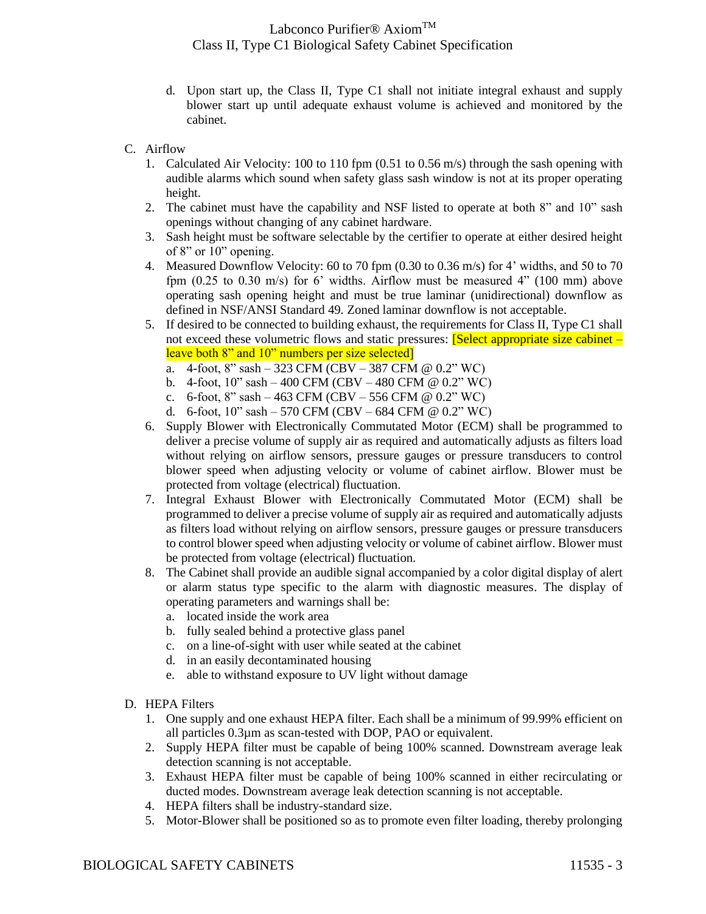d. Upon start up, the Class II, Type C1 shall not initiate integral exhaust and supply blower start up until adequate exhaust volume is achieved and monitored by the cabinet.

C. Airflow
   1. Calculated Air Velocity: 100 to 110 fpm (0.51 to 0.56 m/s) through the sash opening with audible alarms which sound when safety glass sash window is not at its proper operating height.
   2. The cabinet must have the capability and NSF listed to operate at both 8" and 10" sash openings without changing of any cabinet hardware.
   3. Sash height must be software selectable by the certifier to operate at either desired height of 8" or 10" opening.
   4. Measured Downflow Velocity: 60 to 70 fpm (0.30 to 0.36 m/s) for 4' widths, and 50 to 70 fpm (0.25 to 0.30 m/s) for 6' widths. Airflow must be measured 4" (100 mm) above operating sash opening height and must be true laminar (unidirectional) downflow as defined in NSF/ANSI Standard 49. Zoned laminar downflow is not acceptable.
   5. If desired to be connected to building exhaust, the requirements for Class II, Type C1 shall not exceed these volumetric flows and static pressures: [Select appropriate size cabinet – leave both 8" and 10" numbers per size selected]
      a. 4-foot, 8" sash – 323 CFM (CBV – 387 CFM @ 0.2" WC)
      b. 4-foot, 10" sash – 400 CFM (CBV – 480 CFM @ 0.2" WC)
      c. 6-foot, 8" sash – 463 CFM (CBV – 556 CFM @ 0.2" WC)
      d. 6-foot, 10" sash – 570 CFM (CBV – 684 CFM @ 0.2" WC)
   6. Supply Blower with Electronically Commutated Motor (ECM) shall be programmed to deliver a precise volume of supply air as required and automatically adjusts as filters load without relying on airflow sensors, pressure gauges or pressure transducers to control blower speed when adjusting velocity or volume of cabinet airflow. Blower must be protected from voltage (electrical) fluctuation.
   7. Integral Exhaust Blower with Electronically Commutated Motor (ECM) shall be programmed to deliver a precise volume of supply air as required and automatically adjusts as filters load without relying on airflow sensors, pressure gauges or pressure transducers to control blower speed when adjusting velocity or volume of cabinet airflow. Blower must be protected from voltage (electrical) fluctuation.
   8. The Cabinet shall provide an audible signal accompanied by a color digital display of alert or alarm status type specific to the alarm with diagnostic measures. The display of operating parameters and warnings shall be:
      a. located inside the work area
      b. fully sealed behind a protective glass panel
      c. on a line-of-sight with user while seated at the cabinet
      d. in an easily decontaminated housing
      e. able to withstand exposure to UV light without damage

D. HEPA Filters
   1. One supply and one exhaust HEPA filter. Each shall be a minimum of 99.99% efficient on all particles 0.3µm as scan-tested with DOP, PAO or equivalent.
   2. Supply HEPA filter must be capable of being 100% scanned. Downstream average leak detection scanning is not acceptable.
   3. Exhaust HEPA filter must be capable of being 100% scanned in either recirculating or ducted modes. Downstream average leak detection scanning is not acceptable.
   4. HEPA filters shall be industry-standard size.
   5. Motor-Blower shall be positioned so as to promote even filter loading, thereby prolonging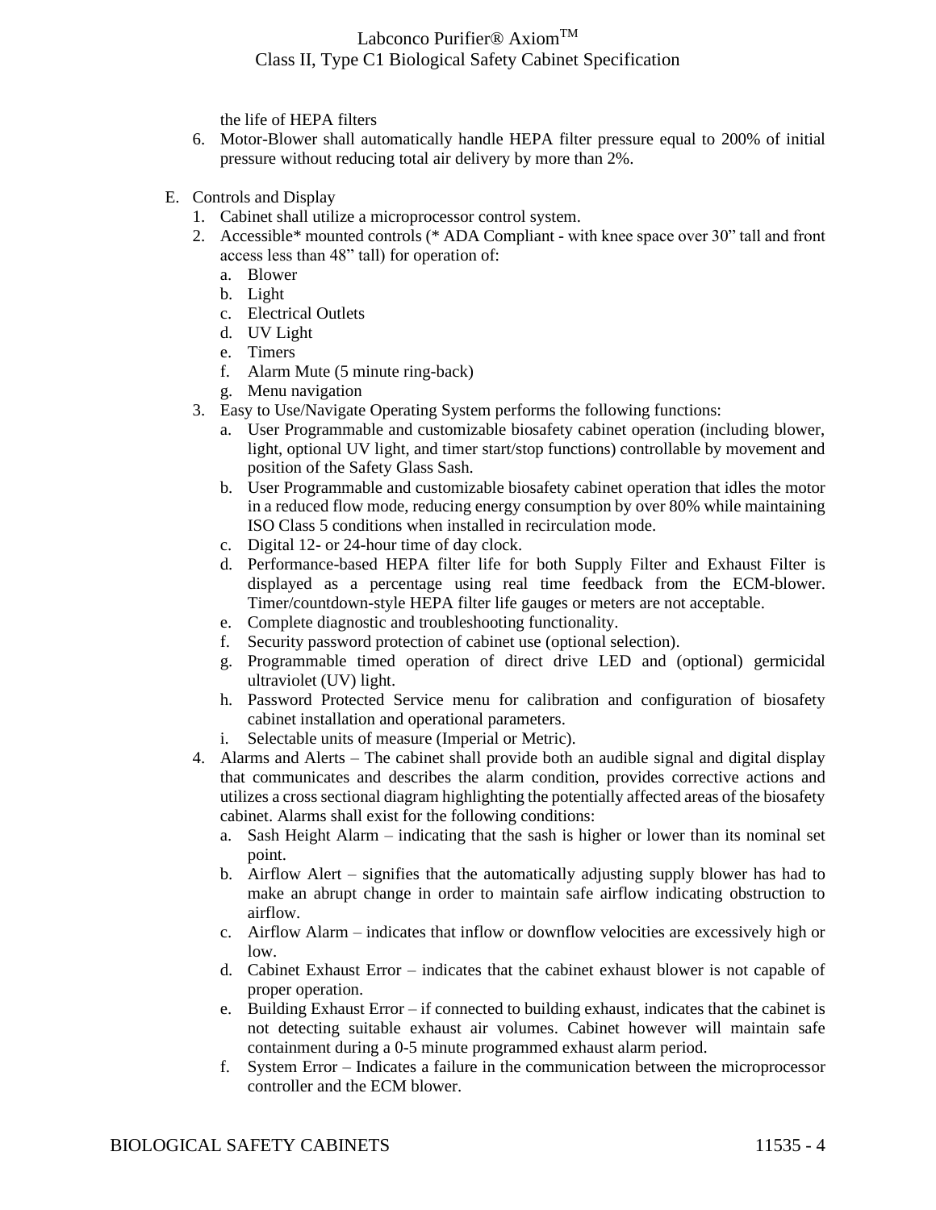the life of HEPA filters

6. Motor-Blower shall automatically handle HEPA filter pressure equal to 200% of initial pressure without reducing total air delivery by more than 2%.

E. Controls and Display
   1. Cabinet shall utilize a microprocessor control system.
   2. Accessible* mounted controls (* ADA Compliant - with knee space over 30" tall and front access less than 48" tall) for operation of:
      a. Blower
      b. Light
      c. Electrical Outlets
      d. UV Light
      e. Timers
      f. Alarm Mute (5 minute ring-back)
      g. Menu navigation
   3. Easy to Use/Navigate Operating System performs the following functions:
      a. User Programmable and customizable biosafety cabinet operation (including blower, light, optional UV light, and timer start/stop functions) controllable by movement and position of the Safety Glass Sash.
      b. User Programmable and customizable biosafety cabinet operation that idles the motor in a reduced flow mode, reducing energy consumption by over 80% while maintaining ISO Class 5 conditions when installed in recirculation mode.
      c. Digital 12- or 24-hour time of day clock.
      d. Performance-based HEPA filter life for both Supply Filter and Exhaust Filter is displayed as a percentage using real time feedback from the ECM-blower. Timer/countdown-style HEPA filter life gauges or meters are not acceptable.
      e. Complete diagnostic and troubleshooting functionality.
      f. Security password protection of cabinet use (optional selection).
      g. Programmable timed operation of direct drive LED and (optional) germicidal ultraviolet (UV) light.
      h. Password Protected Service menu for calibration and configuration of biosafety cabinet installation and operational parameters.
      i. Selectable units of measure (Imperial or Metric).
   4. Alarms and Alerts – The cabinet shall provide both an audible signal and digital display that communicates and describes the alarm condition, provides corrective actions and utilizes a cross sectional diagram highlighting the potentially affected areas of the biosafety cabinet. Alarms shall exist for the following conditions:
      a. Sash Height Alarm – indicating that the sash is higher or lower than its nominal set point.
      b. Airflow Alert – signifies that the automatically adjusting supply blower has had to make an abrupt change in order to maintain safe airflow indicating obstruction to airflow.
      c. Airflow Alarm – indicates that inflow or downflow velocities are excessively high or low.
      d. Cabinet Exhaust Error – indicates that the cabinet exhaust blower is not capable of proper operation.
      e. Building Exhaust Error – if connected to building exhaust, indicates that the cabinet is not detecting suitable exhaust air volumes. Cabinet however will maintain safe containment during a 0-5 minute programmed exhaust alarm period.
      f. System Error – Indicates a failure in the communication between the microprocessor controller and the ECM blower.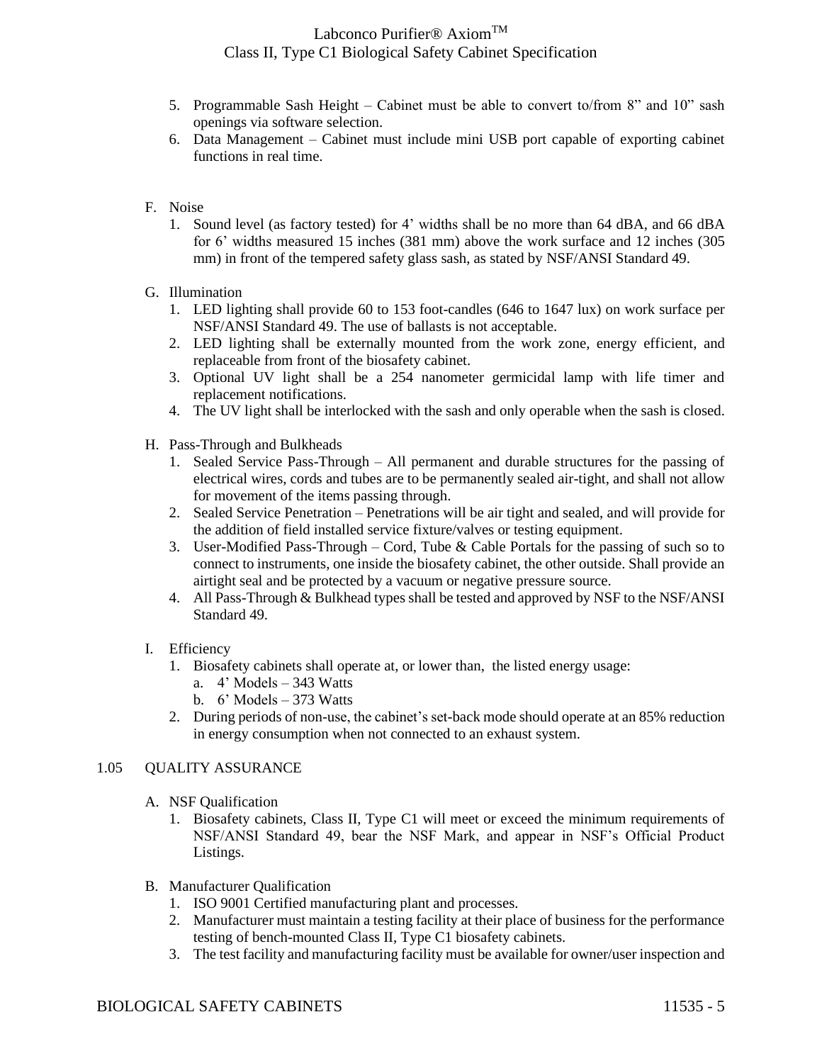5. Programmable Sash Height – Cabinet must be able to convert to/from 8" and 10" sash openings via software selection.
6. Data Management – Cabinet must include mini USB port capable of exporting cabinet functions in real time.

F. Noise

1. Sound level (as factory tested) for 4' widths shall be no more than 64 dBA, and 66 dBA for 6' widths measured 15 inches (381 mm) above the work surface and 12 inches (305 mm) in front of the tempered safety glass sash, as stated by NSF/ANSI Standard 49.

G. Illumination

1. LED lighting shall provide 60 to 153 foot-candles (646 to 1647 lux) on work surface per NSF/ANSI Standard 49. The use of ballasts is not acceptable.
2. LED lighting shall be externally mounted from the work zone, energy efficient, and replaceable from front of the biosafety cabinet.
3. Optional UV light shall be a 254 nanometer germicidal lamp with life timer and replacement notifications.
4. The UV light shall be interlocked with the sash and only operable when the sash is closed.

H. Pass-Through and Bulkheads

1. Sealed Service Pass-Through – All permanent and durable structures for the passing of electrical wires, cords and tubes are to be permanently sealed air-tight, and shall not allow for movement of the items passing through.
2. Sealed Service Penetration – Penetrations will be air tight and sealed, and will provide for the addition of field installed service fixture/valves or testing equipment.
3. User-Modified Pass-Through – Cord, Tube & Cable Portals for the passing of such so to connect to instruments, one inside the biosafety cabinet, the other outside. Shall provide an airtight seal and be protected by a vacuum or negative pressure source.
4. All Pass-Through & Bulkhead types shall be tested and approved by NSF to the NSF/ANSI Standard 49.

I. Efficiency

1. Biosafety cabinets shall operate at, or lower than, the listed energy usage:
   a. 4' Models – 343 Watts
   b. 6' Models – 373 Watts
2. During periods of non-use, the cabinet's set-back mode should operate at an 85% reduction in energy consumption when not connected to an exhaust system.

## 1.05 QUALITY ASSURANCE

A. NSF Qualification

1. Biosafety cabinets, Class II, Type C1 will meet or exceed the minimum requirements of NSF/ANSI Standard 49, bear the NSF Mark, and appear in NSF's Official Product Listings.

B. Manufacturer Qualification

1. ISO 9001 Certified manufacturing plant and processes.
2. Manufacturer must maintain a testing facility at their place of business for the performance testing of bench-mounted Class II, Type C1 biosafety cabinets.
3. The test facility and manufacturing facility must be available for owner/user inspection and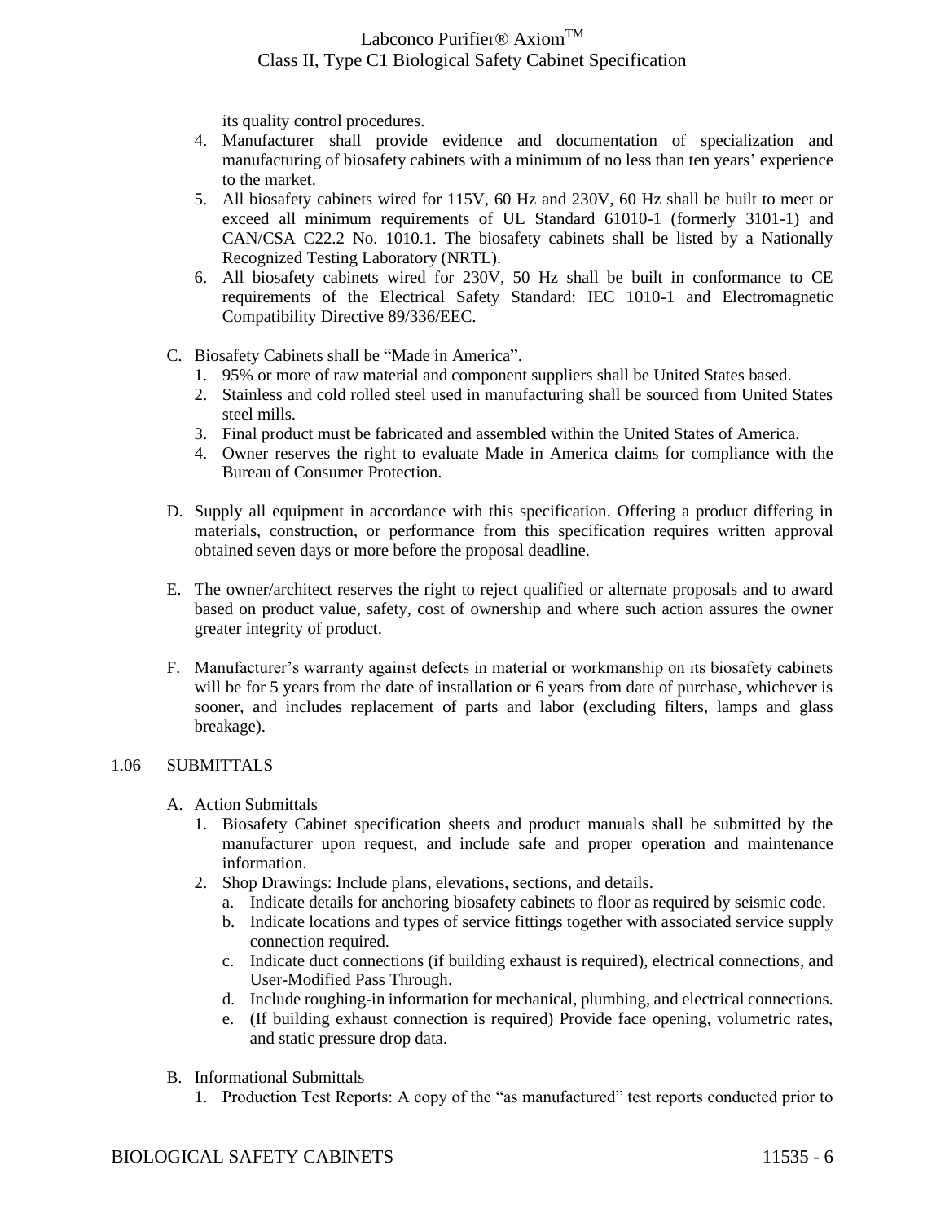its quality control procedures.

4. Manufacturer shall provide evidence and documentation of specialization and manufacturing of biosafety cabinets with a minimum of no less than ten years' experience to the market.
5. All biosafety cabinets wired for 115V, 60 Hz and 230V, 60 Hz shall be built to meet or exceed all minimum requirements of UL Standard 61010-1 (formerly 3101-1) and CAN/CSA C22.2 No. 1010.1. The biosafety cabinets shall be listed by a Nationally Recognized Testing Laboratory (NRTL).
6. All biosafety cabinets wired for 230V, 50 Hz shall be built in conformance to CE requirements of the Electrical Safety Standard: IEC 1010-1 and Electromagnetic Compatibility Directive 89/336/EEC.

C. Biosafety Cabinets shall be "Made in America".
   1. 95% or more of raw material and component suppliers shall be United States based.
   2. Stainless and cold rolled steel used in manufacturing shall be sourced from United States steel mills.
   3. Final product must be fabricated and assembled within the United States of America.
   4. Owner reserves the right to evaluate Made in America claims for compliance with the Bureau of Consumer Protection.

D. Supply all equipment in accordance with this specification. Offering a product differing in materials, construction, or performance from this specification requires written approval obtained seven days or more before the proposal deadline.

E. The owner/architect reserves the right to reject qualified or alternate proposals and to award based on product value, safety, cost of ownership and where such action assures the owner greater integrity of product.

F. Manufacturer's warranty against defects in material or workmanship on its biosafety cabinets will be for 5 years from the date of installation or 6 years from date of purchase, whichever is sooner, and includes replacement of parts and labor (excluding filters, lamps and glass breakage).

## 1.06 SUBMITTALS

A. Action Submittals
   1. Biosafety Cabinet specification sheets and product manuals shall be submitted by the manufacturer upon request, and include safe and proper operation and maintenance information.
   2. Shop Drawings: Include plans, elevations, sections, and details.
      a. Indicate details for anchoring biosafety cabinets to floor as required by seismic code.
      b. Indicate locations and types of service fittings together with associated service supply connection required.
      c. Indicate duct connections (if building exhaust is required), electrical connections, and User-Modified Pass Through.
      d. Include roughing-in information for mechanical, plumbing, and electrical connections.
      e. (If building exhaust connection is required) Provide face opening, volumetric rates, and static pressure drop data.

B. Informational Submittals
   1. Production Test Reports: A copy of the "as manufactured" test reports conducted prior to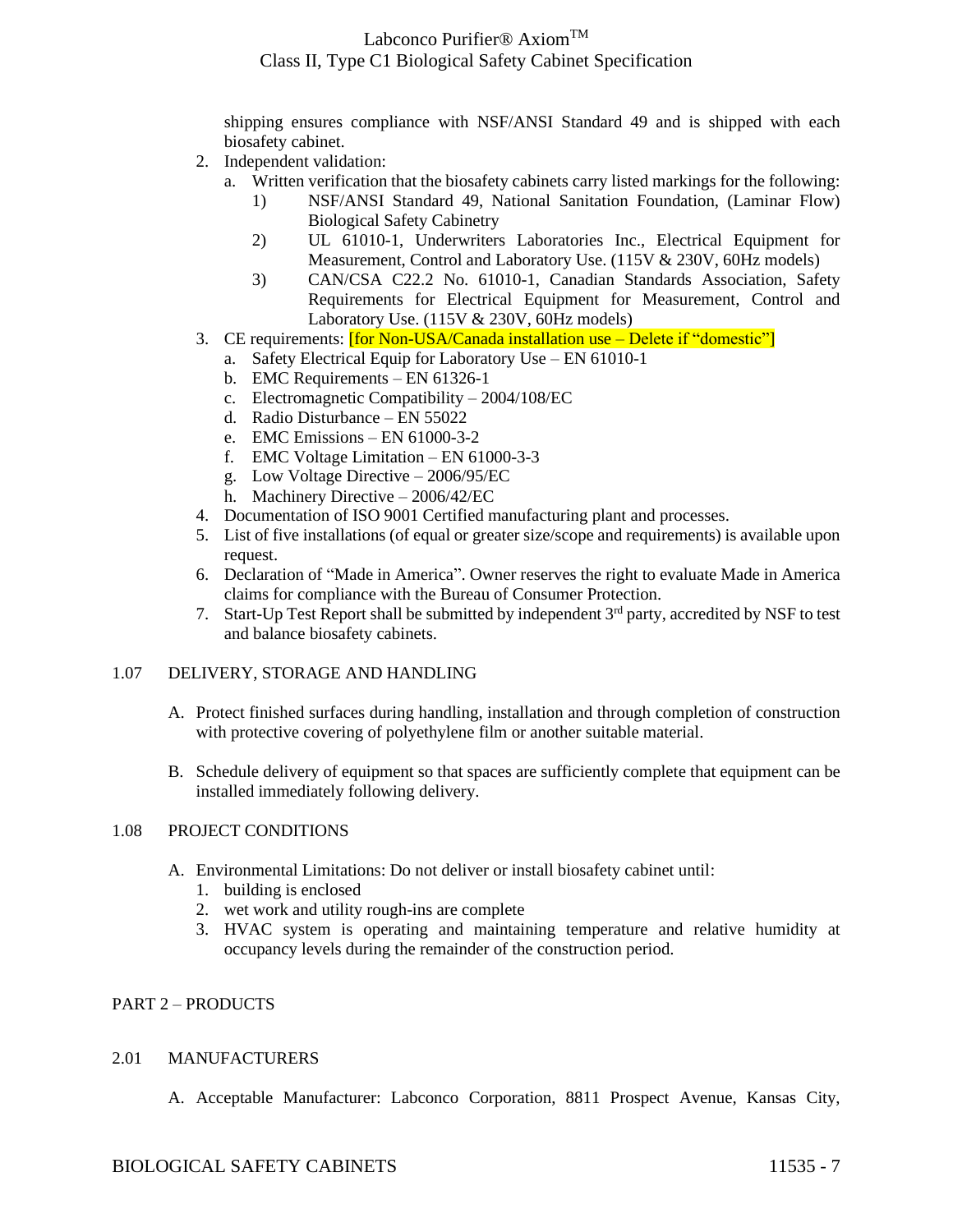shipping ensures compliance with NSF/ANSI Standard 49 and is shipped with each biosafety cabinet.

2. Independent validation:
   a. Written verification that the biosafety cabinets carry listed markings for the following:
      1) NSF/ANSI Standard 49, National Sanitation Foundation, (Laminar Flow) Biological Safety Cabinetry
      2) UL 61010-1, Underwriters Laboratories Inc., Electrical Equipment for Measurement, Control and Laboratory Use. (115V & 230V, 60Hz models)
      3) CAN/CSA C22.2 No. 61010-1, Canadian Standards Association, Safety Requirements for Electrical Equipment for Measurement, Control and Laboratory Use. (115V & 230V, 60Hz models)
3. CE requirements: [for Non-USA/Canada installation use – Delete if "domestic"]
   a. Safety Electrical Equip for Laboratory Use – EN 61010-1
   b. EMC Requirements – EN 61326-1
   c. Electromagnetic Compatibility – 2004/108/EC
   d. Radio Disturbance – EN 55022
   e. EMC Emissions – EN 61000-3-2
   f. EMC Voltage Limitation – EN 61000-3-3
   g. Low Voltage Directive – 2006/95/EC
   h. Machinery Directive – 2006/42/EC
4. Documentation of ISO 9001 Certified manufacturing plant and processes.
5. List of five installations (of equal or greater size/scope and requirements) is available upon request.
6. Declaration of "Made in America". Owner reserves the right to evaluate Made in America claims for compliance with the Bureau of Consumer Protection.
7. Start-Up Test Report shall be submitted by independent 3rd party, accredited by NSF to test and balance biosafety cabinets.

## 1.07 DELIVERY, STORAGE AND HANDLING

A. Protect finished surfaces during handling, installation and through completion of construction with protective covering of polyethylene film or another suitable material.

B. Schedule delivery of equipment so that spaces are sufficiently complete that equipment can be installed immediately following delivery.

## 1.08 PROJECT CONDITIONS

A. Environmental Limitations: Do not deliver or install biosafety cabinet until:
   1. building is enclosed
   2. wet work and utility rough-ins are complete
   3. HVAC system is operating and maintaining temperature and relative humidity at occupancy levels during the remainder of the construction period.

# PART 2 – PRODUCTS

## 2.01 MANUFACTURERS

A. Acceptable Manufacturer: Labconco Corporation, 8811 Prospect Avenue, Kansas City,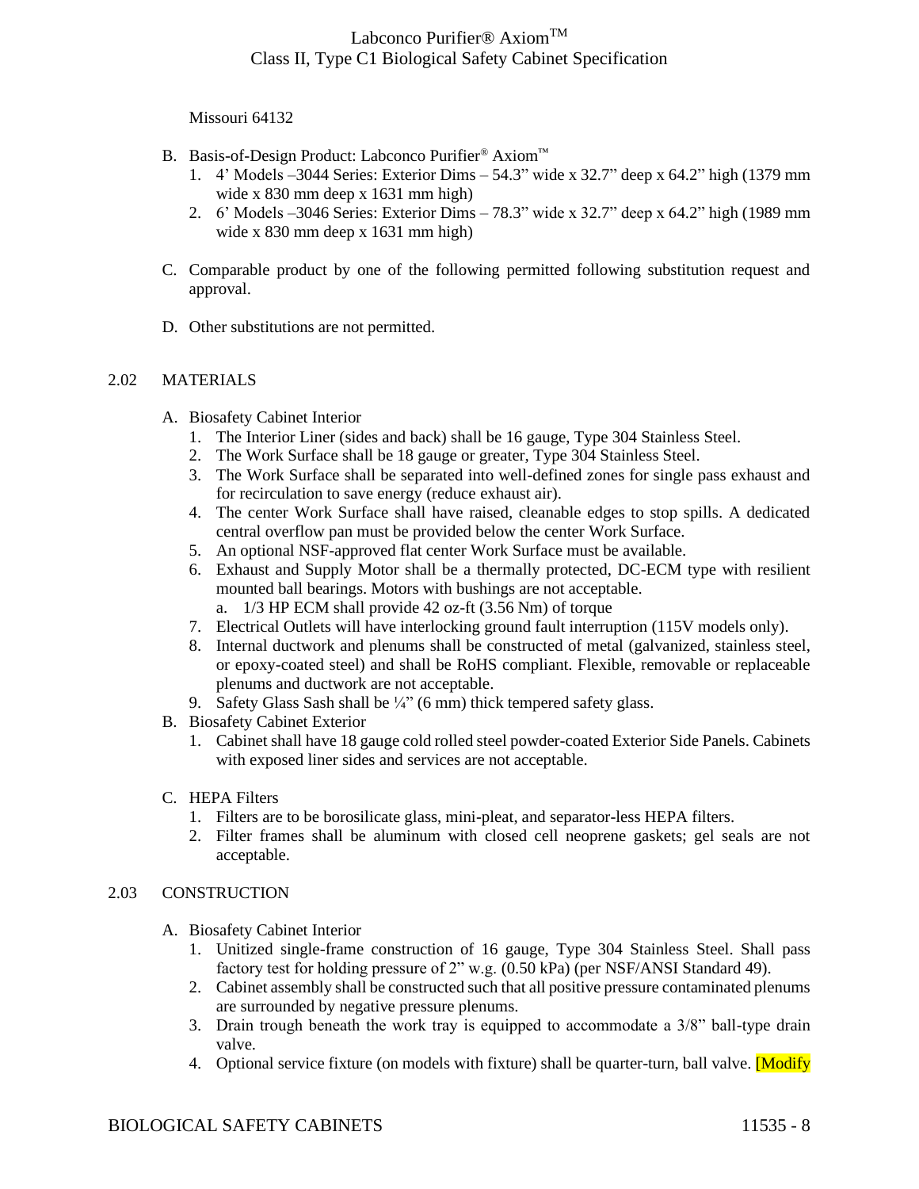Missouri 64132

B. Basis-of-Design Product: Labconco Purifier® Axiom™
   1. 4' Models –3044 Series: Exterior Dims – 54.3" wide x 32.7" deep x 64.2" high (1379 mm wide x 830 mm deep x 1631 mm high)
   2. 6' Models –3046 Series: Exterior Dims – 78.3" wide x 32.7" deep x 64.2" high (1989 mm wide x 830 mm deep x 1631 mm high)

C. Comparable product by one of the following permitted following substitution request and approval.

D. Other substitutions are not permitted.

## 2.02 MATERIALS

A. Biosafety Cabinet Interior
   1. The Interior Liner (sides and back) shall be 16 gauge, Type 304 Stainless Steel.
   2. The Work Surface shall be 18 gauge or greater, Type 304 Stainless Steel.
   3. The Work Surface shall be separated into well-defined zones for single pass exhaust and for recirculation to save energy (reduce exhaust air).
   4. The center Work Surface shall have raised, cleanable edges to stop spills. A dedicated central overflow pan must be provided below the center Work Surface.
   5. An optional NSF-approved flat center Work Surface must be available.
   6. Exhaust and Supply Motor shall be a thermally protected, DC-ECM type with resilient mounted ball bearings. Motors with bushings are not acceptable.
      a. 1/3 HP ECM shall provide 42 oz-ft (3.56 Nm) of torque
   7. Electrical Outlets will have interlocking ground fault interruption (115V models only).
   8. Internal ductwork and plenums shall be constructed of metal (galvanized, stainless steel, or epoxy-coated steel) and shall be RoHS compliant. Flexible, removable or replaceable plenums and ductwork are not acceptable.
   9. Safety Glass Sash shall be ¼" (6 mm) thick tempered safety glass.

B. Biosafety Cabinet Exterior
   1. Cabinet shall have 18 gauge cold rolled steel powder-coated Exterior Side Panels. Cabinets with exposed liner sides and services are not acceptable.

C. HEPA Filters
   1. Filters are to be borosilicate glass, mini-pleat, and separator-less HEPA filters.
   2. Filter frames shall be aluminum with closed cell neoprene gaskets; gel seals are not acceptable.

## 2.03 CONSTRUCTION

A. Biosafety Cabinet Interior
   1. Unitized single-frame construction of 16 gauge, Type 304 Stainless Steel. Shall pass factory test for holding pressure of 2" w.g. (0.50 kPa) (per NSF/ANSI Standard 49).
   2. Cabinet assembly shall be constructed such that all positive pressure contaminated plenums are surrounded by negative pressure plenums.
   3. Drain trough beneath the work tray is equipped to accommodate a 3/8" ball-type drain valve.
   4. Optional service fixture (on models with fixture) shall be quarter-turn, ball valve. [Modify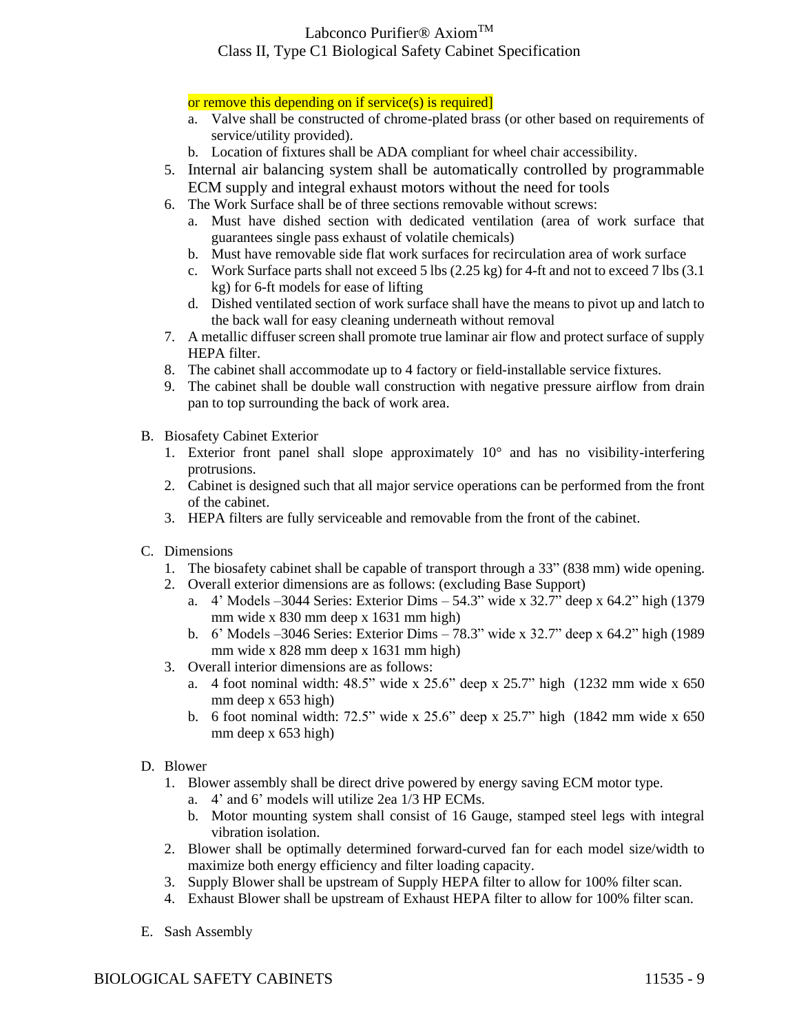or remove this depending on if service(s) is required]

   a. Valve shall be constructed of chrome-plated brass (or other based on requirements of service/utility provided).
   b. Location of fixtures shall be ADA compliant for wheel chair accessibility.

5. Internal air balancing system shall be automatically controlled by programmable ECM supply and integral exhaust motors without the need for tools
6. The Work Surface shall be of three sections removable without screws:
   a. Must have dished section with dedicated ventilation (area of work surface that guarantees single pass exhaust of volatile chemicals)
   b. Must have removable side flat work surfaces for recirculation area of work surface
   c. Work Surface parts shall not exceed 5 lbs (2.25 kg) for 4-ft and not to exceed 7 lbs (3.1 kg) for 6-ft models for ease of lifting
   d. Dished ventilated section of work surface shall have the means to pivot up and latch to the back wall for easy cleaning underneath without removal
7. A metallic diffuser screen shall promote true laminar air flow and protect surface of supply HEPA filter.
8. The cabinet shall accommodate up to 4 factory or field-installable service fixtures.
9. The cabinet shall be double wall construction with negative pressure airflow from drain pan to top surrounding the back of work area.

B. Biosafety Cabinet Exterior
   1. Exterior front panel shall slope approximately 10° and has no visibility-interfering protrusions.
   2. Cabinet is designed such that all major service operations can be performed from the front of the cabinet.
   3. HEPA filters are fully serviceable and removable from the front of the cabinet.

C. Dimensions
   1. The biosafety cabinet shall be capable of transport through a 33" (838 mm) wide opening.
   2. Overall exterior dimensions are as follows: (excluding Base Support)
      a. 4' Models –3044 Series: Exterior Dims – 54.3" wide x 32.7" deep x 64.2" high (1379 mm wide x 830 mm deep x 1631 mm high)
      b. 6' Models –3046 Series: Exterior Dims – 78.3" wide x 32.7" deep x 64.2" high (1989 mm wide x 828 mm deep x 1631 mm high)
   3. Overall interior dimensions are as follows:
      a. 4 foot nominal width: 48.5" wide x 25.6" deep x 25.7" high (1232 mm wide x 650 mm deep x 653 high)
      b. 6 foot nominal width: 72.5" wide x 25.6" deep x 25.7" high (1842 mm wide x 650 mm deep x 653 high)

D. Blower
   1. Blower assembly shall be direct drive powered by energy saving ECM motor type.
      a. 4' and 6' models will utilize 2ea 1/3 HP ECMs.
      b. Motor mounting system shall consist of 16 Gauge, stamped steel legs with integral vibration isolation.
   2. Blower shall be optimally determined forward-curved fan for each model size/width to maximize both energy efficiency and filter loading capacity.
   3. Supply Blower shall be upstream of Supply HEPA filter to allow for 100% filter scan.
   4. Exhaust Blower shall be upstream of Exhaust HEPA filter to allow for 100% filter scan.

E. Sash Assembly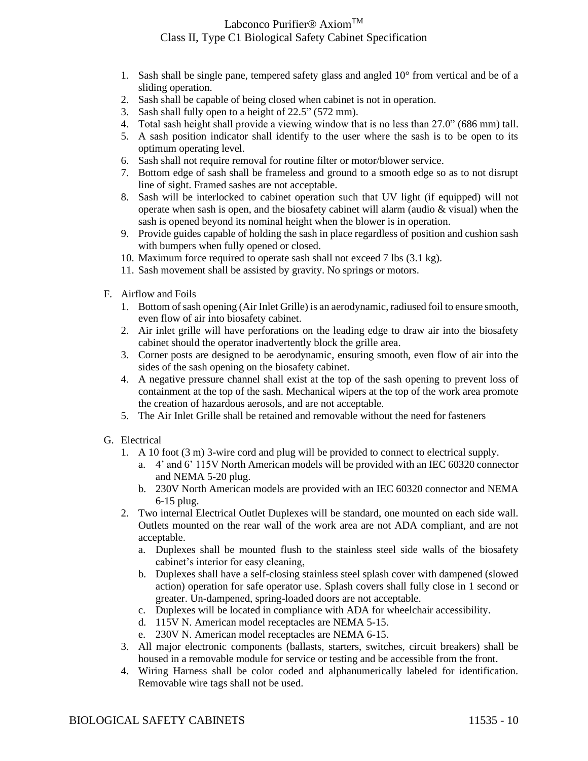1. Sash shall be single pane, tempered safety glass and angled 10° from vertical and be of a sliding operation.
2. Sash shall be capable of being closed when cabinet is not in operation.
3. Sash shall fully open to a height of 22.5" (572 mm).
4. Total sash height shall provide a viewing window that is no less than 27.0" (686 mm) tall.
5. A sash position indicator shall identify to the user where the sash is to be open to its optimum operating level.
6. Sash shall not require removal for routine filter or motor/blower service.
7. Bottom edge of sash shall be frameless and ground to a smooth edge so as to not disrupt line of sight. Framed sashes are not acceptable.
8. Sash will be interlocked to cabinet operation such that UV light (if equipped) will not operate when sash is open, and the biosafety cabinet will alarm (audio & visual) when the sash is opened beyond its nominal height when the blower is in operation.
9. Provide guides capable of holding the sash in place regardless of position and cushion sash with bumpers when fully opened or closed.
10. Maximum force required to operate sash shall not exceed 7 lbs (3.1 kg).
11. Sash movement shall be assisted by gravity. No springs or motors.

F. Airflow and Foils
   1. Bottom of sash opening (Air Inlet Grille) is an aerodynamic, radiused foil to ensure smooth, even flow of air into biosafety cabinet.
   2. Air inlet grille will have perforations on the leading edge to draw air into the biosafety cabinet should the operator inadvertently block the grille area.
   3. Corner posts are designed to be aerodynamic, ensuring smooth, even flow of air into the sides of the sash opening on the biosafety cabinet.
   4. A negative pressure channel shall exist at the top of the sash opening to prevent loss of containment at the top of the sash. Mechanical wipers at the top of the work area promote the creation of hazardous aerosols, and are not acceptable.
   5. The Air Inlet Grille shall be retained and removable without the need for fasteners

G. Electrical
   1. A 10 foot (3 m) 3-wire cord and plug will be provided to connect to electrical supply.
      a. 4' and 6' 115V North American models will be provided with an IEC 60320 connector and NEMA 5-20 plug.
      b. 230V North American models are provided with an IEC 60320 connector and NEMA 6-15 plug.
   2. Two internal Electrical Outlet Duplexes will be standard, one mounted on each side wall. Outlets mounted on the rear wall of the work area are not ADA compliant, and are not acceptable.
      a. Duplexes shall be mounted flush to the stainless steel side walls of the biosafety cabinet's interior for easy cleaning,
      b. Duplexes shall have a self-closing stainless steel splash cover with dampened (slowed action) operation for safe operator use. Splash covers shall fully close in 1 second or greater. Un-dampened, spring-loaded doors are not acceptable.
      c. Duplexes will be located in compliance with ADA for wheelchair accessibility.
      d. 115V N. American model receptacles are NEMA 5-15.
      e. 230V N. American model receptacles are NEMA 6-15.
   3. All major electronic components (ballasts, starters, switches, circuit breakers) shall be housed in a removable module for service or testing and be accessible from the front.
   4. Wiring Harness shall be color coded and alphanumerically labeled for identification. Removable wire tags shall not be used.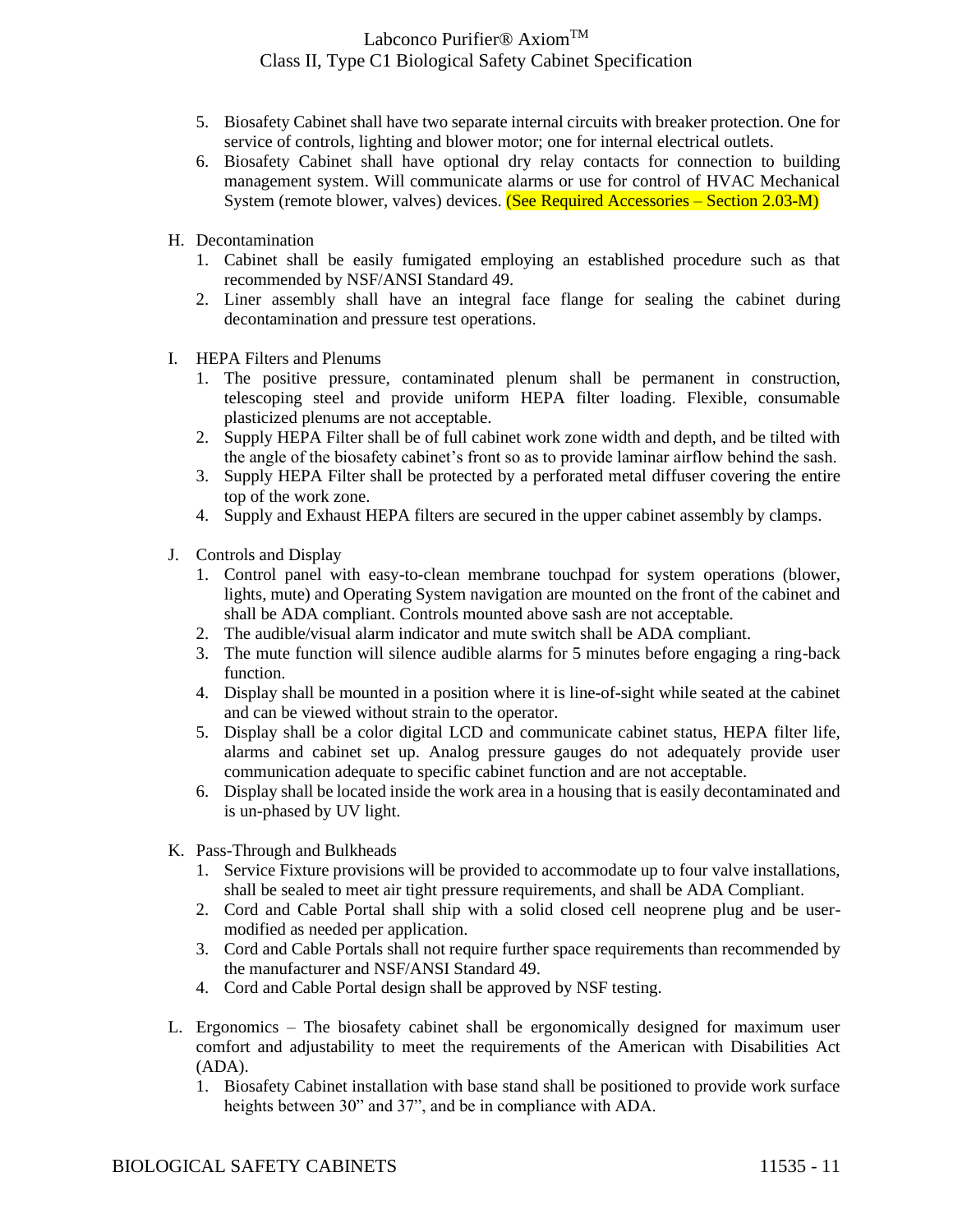5. Biosafety Cabinet shall have two separate internal circuits with breaker protection. One for service of controls, lighting and blower motor; one for internal electrical outlets.
6. Biosafety Cabinet shall have optional dry relay contacts for connection to building management system. Will communicate alarms or use for control of HVAC Mechanical System (remote blower, valves) devices. (See Required Accessories – Section 2.03-M)

H. Decontamination
   1. Cabinet shall be easily fumigated employing an established procedure such as that recommended by NSF/ANSI Standard 49.
   2. Liner assembly shall have an integral face flange for sealing the cabinet during decontamination and pressure test operations.

I. HEPA Filters and Plenums
   1. The positive pressure, contaminated plenum shall be permanent in construction, telescoping steel and provide uniform HEPA filter loading. Flexible, consumable plasticized plenums are not acceptable.
   2. Supply HEPA Filter shall be of full cabinet work zone width and depth, and be tilted with the angle of the biosafety cabinet's front so as to provide laminar airflow behind the sash.
   3. Supply HEPA Filter shall be protected by a perforated metal diffuser covering the entire top of the work zone.
   4. Supply and Exhaust HEPA filters are secured in the upper cabinet assembly by clamps.

J. Controls and Display
   1. Control panel with easy-to-clean membrane touchpad for system operations (blower, lights, mute) and Operating System navigation are mounted on the front of the cabinet and shall be ADA compliant. Controls mounted above sash are not acceptable.
   2. The audible/visual alarm indicator and mute switch shall be ADA compliant.
   3. The mute function will silence audible alarms for 5 minutes before engaging a ring-back function.
   4. Display shall be mounted in a position where it is line-of-sight while seated at the cabinet and can be viewed without strain to the operator.
   5. Display shall be a color digital LCD and communicate cabinet status, HEPA filter life, alarms and cabinet set up. Analog pressure gauges do not adequately provide user communication adequate to specific cabinet function and are not acceptable.
   6. Display shall be located inside the work area in a housing that is easily decontaminated and is un-phased by UV light.

K. Pass-Through and Bulkheads
   1. Service Fixture provisions will be provided to accommodate up to four valve installations, shall be sealed to meet air tight pressure requirements, and shall be ADA Compliant.
   2. Cord and Cable Portal shall ship with a solid closed cell neoprene plug and be user-modified as needed per application.
   3. Cord and Cable Portals shall not require further space requirements than recommended by the manufacturer and NSF/ANSI Standard 49.
   4. Cord and Cable Portal design shall be approved by NSF testing.

L. Ergonomics – The biosafety cabinet shall be ergonomically designed for maximum user comfort and adjustability to meet the requirements of the American with Disabilities Act (ADA).
   1. Biosafety Cabinet installation with base stand shall be positioned to provide work surface heights between 30" and 37", and be in compliance with ADA.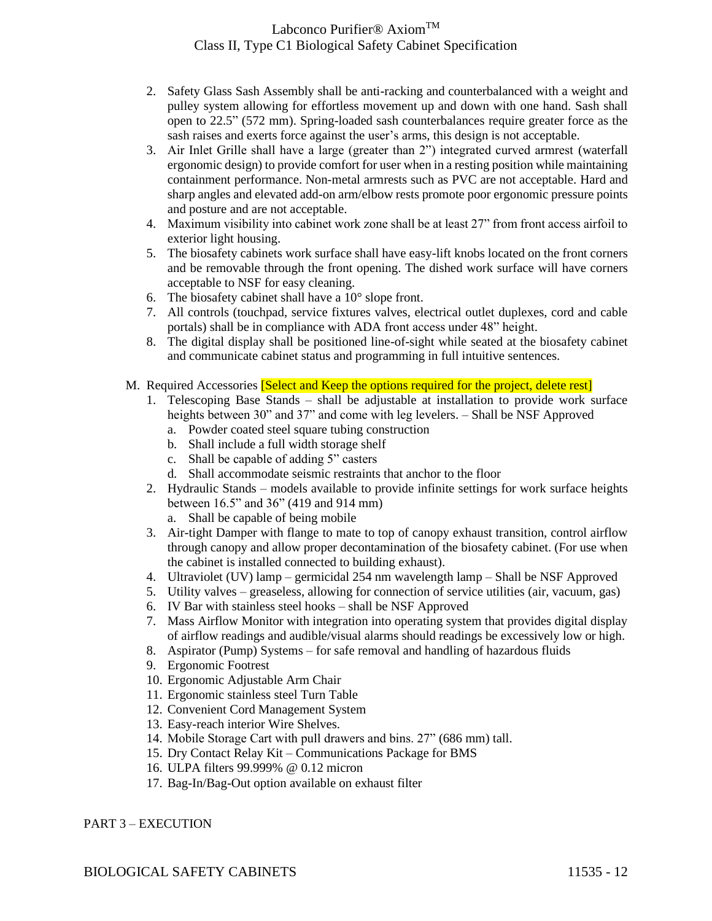2. Safety Glass Sash Assembly shall be anti-racking and counterbalanced with a weight and pulley system allowing for effortless movement up and down with one hand. Sash shall open to 22.5" (572 mm). Spring-loaded sash counterbalances require greater force as the sash raises and exerts force against the user's arms, this design is not acceptable.
3. Air Inlet Grille shall have a large (greater than 2") integrated curved armrest (waterfall ergonomic design) to provide comfort for user when in a resting position while maintaining containment performance. Non-metal armrests such as PVC are not acceptable. Hard and sharp angles and elevated add-on arm/elbow rests promote poor ergonomic pressure points and posture and are not acceptable.
4. Maximum visibility into cabinet work zone shall be at least 27" from front access airfoil to exterior light housing.
5. The biosafety cabinets work surface shall have easy-lift knobs located on the front corners and be removable through the front opening. The dished work surface will have corners acceptable to NSF for easy cleaning.
6. The biosafety cabinet shall have a 10° slope front.
7. All controls (touchpad, service fixtures valves, electrical outlet duplexes, cord and cable portals) shall be in compliance with ADA front access under 48" height.
8. The digital display shall be positioned line-of-sight while seated at the biosafety cabinet and communicate cabinet status and programming in full intuitive sentences.

M. Required Accessories [Select and Keep the options required for the project, delete rest]

1. Telescoping Base Stands – shall be adjustable at installation to provide work surface heights between 30" and 37" and come with leg levelers. – Shall be NSF Approved
   a. Powder coated steel square tubing construction
   b. Shall include a full width storage shelf
   c. Shall be capable of adding 5" casters
   d. Shall accommodate seismic restraints that anchor to the floor
2. Hydraulic Stands – models available to provide infinite settings for work surface heights between 16.5" and 36" (419 and 914 mm)
   a. Shall be capable of being mobile
3. Air-tight Damper with flange to mate to top of canopy exhaust transition, control airflow through canopy and allow proper decontamination of the biosafety cabinet. (For use when the cabinet is installed connected to building exhaust).
4. Ultraviolet (UV) lamp – germicidal 254 nm wavelength lamp – Shall be NSF Approved
5. Utility valves – greaseless, allowing for connection of service utilities (air, vacuum, gas)
6. IV Bar with stainless steel hooks – shall be NSF Approved
7. Mass Airflow Monitor with integration into operating system that provides digital display of airflow readings and audible/visual alarms should readings be excessively low or high.
8. Aspirator (Pump) Systems – for safe removal and handling of hazardous fluids
9. Ergonomic Footrest
10. Ergonomic Adjustable Arm Chair
11. Ergonomic stainless steel Turn Table
12. Convenient Cord Management System
13. Easy-reach interior Wire Shelves.
14. Mobile Storage Cart with pull drawers and bins. 27" (686 mm) tall.
15. Dry Contact Relay Kit – Communications Package for BMS
16. ULPA filters 99.999% @ 0.12 micron
17. Bag-In/Bag-Out option available on exhaust filter

PART 3 – EXECUTION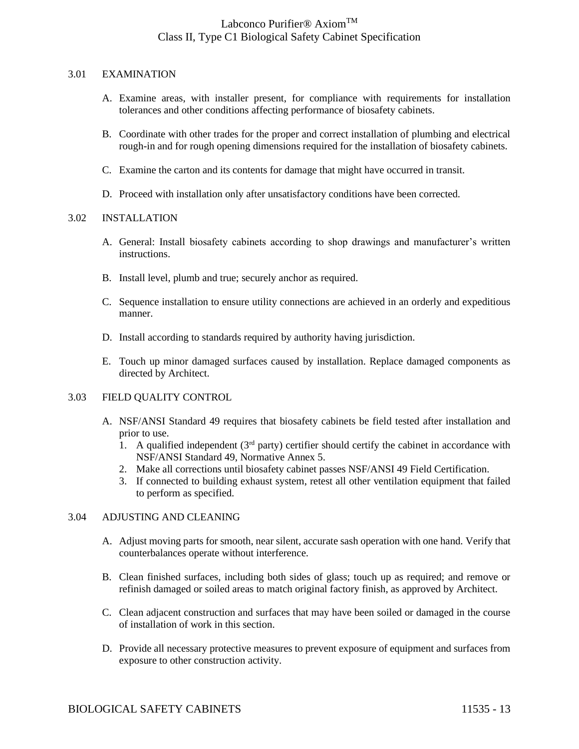## 3.01 EXAMINATION

A. Examine areas, with installer present, for compliance with requirements for installation tolerances and other conditions affecting performance of biosafety cabinets.

B. Coordinate with other trades for the proper and correct installation of plumbing and electrical rough-in and for rough opening dimensions required for the installation of biosafety cabinets.

C. Examine the carton and its contents for damage that might have occurred in transit.

D. Proceed with installation only after unsatisfactory conditions have been corrected.

## 3.02 INSTALLATION

A. General: Install biosafety cabinets according to shop drawings and manufacturer's written instructions.

B. Install level, plumb and true; securely anchor as required.

C. Sequence installation to ensure utility connections are achieved in an orderly and expeditious manner.

D. Install according to standards required by authority having jurisdiction.

E. Touch up minor damaged surfaces caused by installation. Replace damaged components as directed by Architect.

## 3.03 FIELD QUALITY CONTROL

A. NSF/ANSI Standard 49 requires that biosafety cabinets be field tested after installation and prior to use.
   1. A qualified independent (3rd party) certifier should certify the cabinet in accordance with NSF/ANSI Standard 49, Normative Annex 5.
   2. Make all corrections until biosafety cabinet passes NSF/ANSI 49 Field Certification.
   3. If connected to building exhaust system, retest all other ventilation equipment that failed to perform as specified.

## 3.04 ADJUSTING AND CLEANING

A. Adjust moving parts for smooth, near silent, accurate sash operation with one hand. Verify that counterbalances operate without interference.

B. Clean finished surfaces, including both sides of glass; touch up as required; and remove or refinish damaged or soiled areas to match original factory finish, as approved by Architect.

C. Clean adjacent construction and surfaces that may have been soiled or damaged in the course of installation of work in this section.

D. Provide all necessary protective measures to prevent exposure of equipment and surfaces from exposure to other construction activity.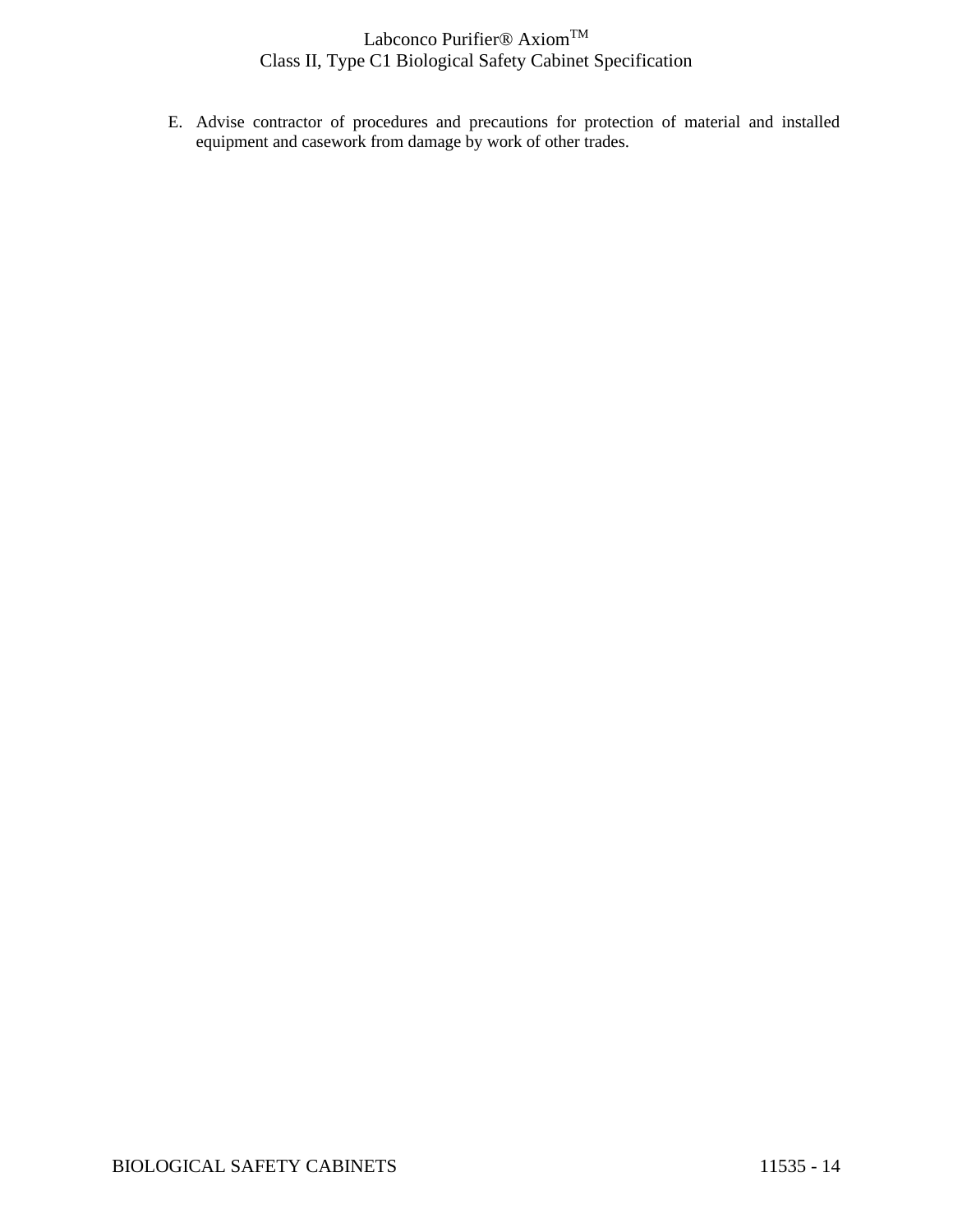E. Advise contractor of procedures and precautions for protection of material and installed equipment and casework from damage by work of other trades.